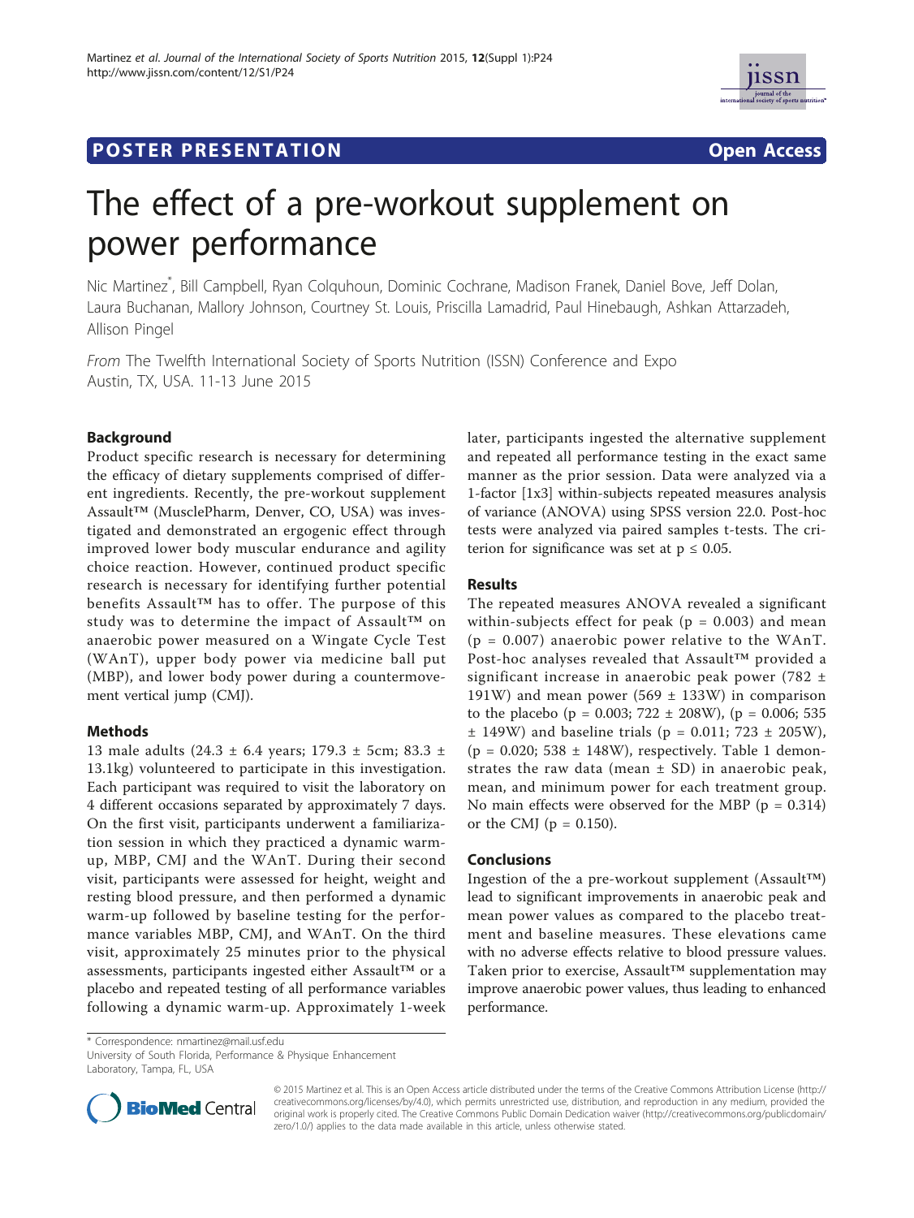**POSTER PRESENTATION** **Open Access**

# The effect of a pre-workout supplement on power performance

Nic Martinez*, Bill Campbell, Ryan Colquhoun, Dominic Cochrane, Madison Franek, Daniel Bove, Jeff Dolan, Laura Buchanan, Mallory Johnson, Courtney St. Louis, Priscilla Lamadrid, Paul Hinebaugh, Ashkan Attarzadeh, Allison Pingel

*From* The Twelfth International Society of Sports Nutrition (ISSN) Conference and Expo
Austin, TX, USA. 11-13 June 2015

## Background

Product specific research is necessary for determining the efficacy of dietary supplements comprised of different ingredients. Recently, the pre-workout supplement Assault™ (MusclePharm, Denver, CO, USA) was investigated and demonstrated an ergogenic effect through improved lower body muscular endurance and agility choice reaction. However, continued product specific research is necessary for identifying further potential benefits Assault™ has to offer. The purpose of this study was to determine the impact of Assault™ on anaerobic power measured on a Wingate Cycle Test (WAnT), upper body power via medicine ball put (MBP), and lower body power during a countermovement vertical jump (CMJ).

## Methods

13 male adults (24.3 ± 6.4 years; 179.3 ± 5cm; 83.3 ± 13.1kg) volunteered to participate in this investigation. Each participant was required to visit the laboratory on 4 different occasions separated by approximately 7 days. On the first visit, participants underwent a familiarization session in which they practiced a dynamic warm-up, MBP, CMJ and the WAnT. During their second visit, participants were assessed for height, weight and resting blood pressure, and then performed a dynamic warm-up followed by baseline testing for the performance variables MBP, CMJ, and WAnT. On the third visit, approximately 25 minutes prior to the physical assessments, participants ingested either Assault™ or a placebo and repeated testing of all performance variables following a dynamic warm-up. Approximately 1-week later, participants ingested the alternative supplement and repeated all performance testing in the exact same manner as the prior session. Data were analyzed via a 1-factor [1x3] within-subjects repeated measures analysis of variance (ANOVA) using SPSS version 22.0. Post-hoc tests were analyzed via paired samples t-tests. The criterion for significance was set at $p \leq 0.05$.

## Results

The repeated measures ANOVA revealed a significant within-subjects effect for peak ($p = 0.003$) and mean ($p = 0.007$) anaerobic power relative to the WAnT. Post-hoc analyses revealed that Assault™ provided a significant increase in anaerobic peak power (782 ± 191W) and mean power (569 ± 133W) in comparison to the placebo ($p = 0.003$; 722 ± 208W), ($p = 0.006$; 535 ± 149W) and baseline trials ($p = 0.011$; 723 ± 205W), ($p = 0.020$; 538 ± 148W), respectively. Table 1 demonstrates the raw data (mean ± SD) in anaerobic peak, mean, and minimum power for each treatment group. No main effects were observed for the MBP ($p = 0.314$) or the CMJ ($p = 0.150$).

## Conclusions

Ingestion of the a pre-workout supplement (Assault™) lead to significant improvements in anaerobic peak and mean power values as compared to the placebo treatment and baseline measures. These elevations came with no adverse effects relative to blood pressure values. Taken prior to exercise, Assault™ supplementation may improve anaerobic power values, thus leading to enhanced performance.

\* Correspondence: nmartinez@mail.usf.edu
University of South Florida, Performance & Physique Enhancement Laboratory, Tampa, FL, USA

© 2015 Martinez et al. This is an Open Access article distributed under the terms of the Creative Commons Attribution License (http://creativecommons.org/licenses/by/4.0), which permits unrestricted use, distribution, and reproduction in any medium, provided the original work is properly cited. The Creative Commons Public Domain Dedication waiver (http://creativecommons.org/publicdomain/zero/1.0/) applies to the data made available in this article, unless otherwise stated.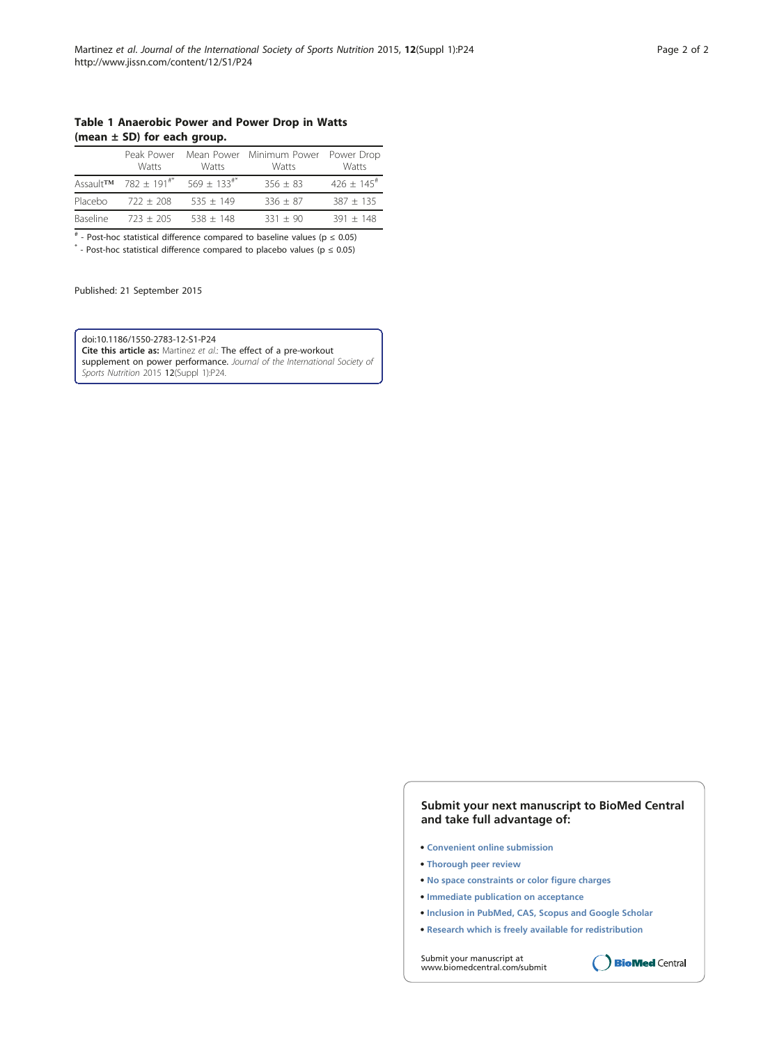**Table 1 Anaerobic Power and Power Drop in Watts (mean ± SD) for each group.**

| | Peak Power Watts | Mean Power Watts | Minimum Power Watts | Power Drop Watts |
|---|---|---|---|---|
| Assault™ | 782 ± 191[#*] | 569 ± 133[#*] | 356 ± 83 | 426 ± 145[#] |
| Placebo | 722 ± 208 | 535 ± 149 | 336 ± 87 | 387 ± 135 |
| Baseline | 723 ± 205 | 538 ± 148 | 331 ± 90 | 391 ± 148 |

[#] - Post-hoc statistical difference compared to baseline values ($p \leq 0.05$)

[*] - Post-hoc statistical difference compared to placebo values ($p \leq 0.05$)

Published: 21 September 2015

doi:10.1186/1550-2783-12-S1-P24

**Cite this article as:** Martinez *et al.*: The effect of a pre-workout supplement on power performance. *Journal of the International Society of Sports Nutrition* 2015 **12**(Suppl 1):P24.

**Submit your next manuscript to BioMed Central and take full advantage of:**

- **Convenient online submission**
- **Thorough peer review**
- **No space constraints or color figure charges**
- **Immediate publication on acceptance**
- **Inclusion in PubMed, CAS, Scopus and Google Scholar**
- **Research which is freely available for redistribution**

Submit your manuscript at www.biomedcentral.com/submit

BioMed Central